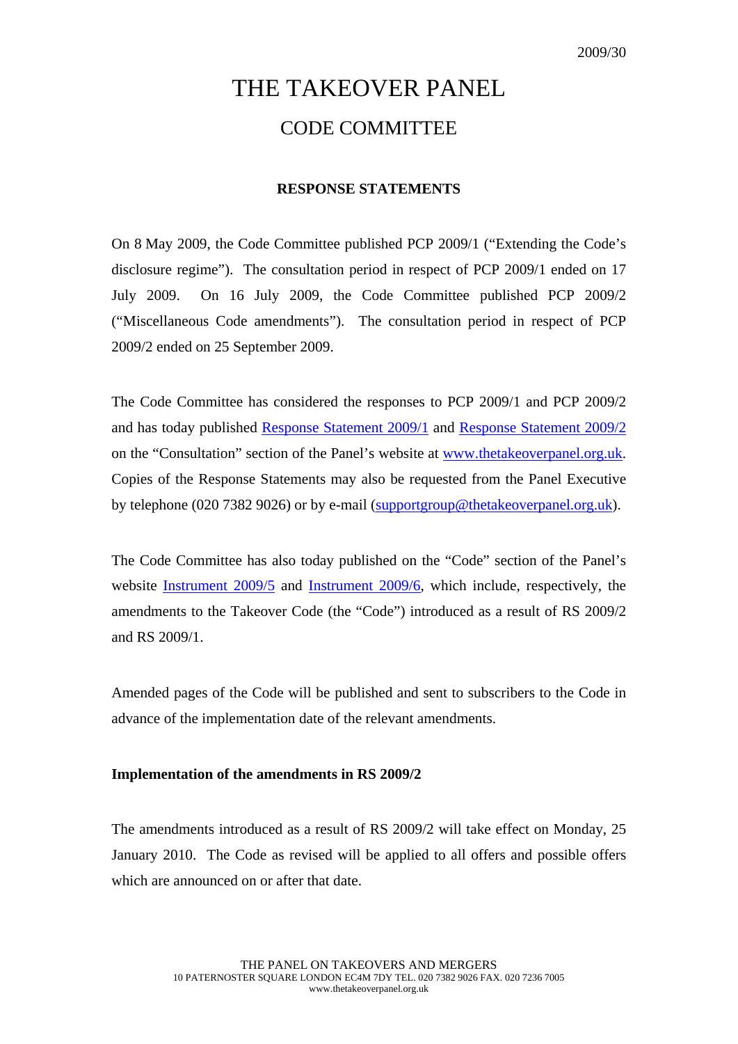2009/30

# THE TAKEOVER PANEL

## CODE COMMITTEE

### RESPONSE STATEMENTS

On 8 May 2009, the Code Committee published PCP 2009/1 ("Extending the Code's disclosure regime"). The consultation period in respect of PCP 2009/1 ended on 17 July 2009. On 16 July 2009, the Code Committee published PCP 2009/2 ("Miscellaneous Code amendments"). The consultation period in respect of PCP 2009/2 ended on 25 September 2009.

The Code Committee has considered the responses to PCP 2009/1 and PCP 2009/2 and has today published Response Statement 2009/1 and Response Statement 2009/2 on the "Consultation" section of the Panel's website at www.thetakeoverpanel.org.uk. Copies of the Response Statements may also be requested from the Panel Executive by telephone (020 7382 9026) or by e-mail (supportgroup@thetakeoverpanel.org.uk).

The Code Committee has also today published on the "Code" section of the Panel's website Instrument 2009/5 and Instrument 2009/6, which include, respectively, the amendments to the Takeover Code (the "Code") introduced as a result of RS 2009/2 and RS 2009/1.

Amended pages of the Code will be published and sent to subscribers to the Code in advance of the implementation date of the relevant amendments.

**Implementation of the amendments in RS 2009/2**

The amendments introduced as a result of RS 2009/2 will take effect on Monday, 25 January 2010. The Code as revised will be applied to all offers and possible offers which are announced on or after that date.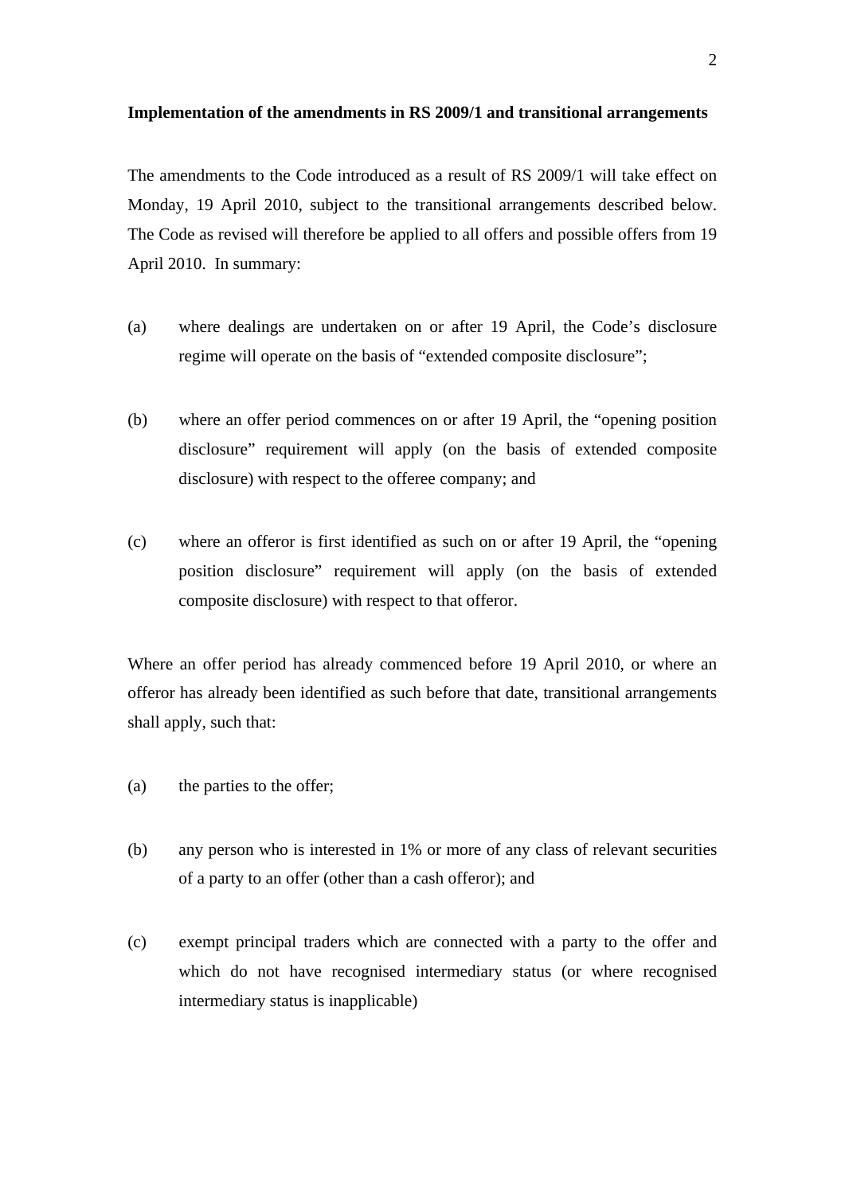**Implementation of the amendments in RS 2009/1 and transitional arrangements**

The amendments to the Code introduced as a result of RS 2009/1 will take effect on Monday, 19 April 2010, subject to the transitional arrangements described below. The Code as revised will therefore be applied to all offers and possible offers from 19 April 2010. In summary:

(a) where dealings are undertaken on or after 19 April, the Code's disclosure regime will operate on the basis of "extended composite disclosure";

(b) where an offer period commences on or after 19 April, the "opening position disclosure" requirement will apply (on the basis of extended composite disclosure) with respect to the offeree company; and

(c) where an offeror is first identified as such on or after 19 April, the "opening position disclosure" requirement will apply (on the basis of extended composite disclosure) with respect to that offeror.

Where an offer period has already commenced before 19 April 2010, or where an offeror has already been identified as such before that date, transitional arrangements shall apply, such that:

(a) the parties to the offer;

(b) any person who is interested in 1% or more of any class of relevant securities of a party to an offer (other than a cash offeror); and

(c) exempt principal traders which are connected with a party to the offer and which do not have recognised intermediary status (or where recognised intermediary status is inapplicable)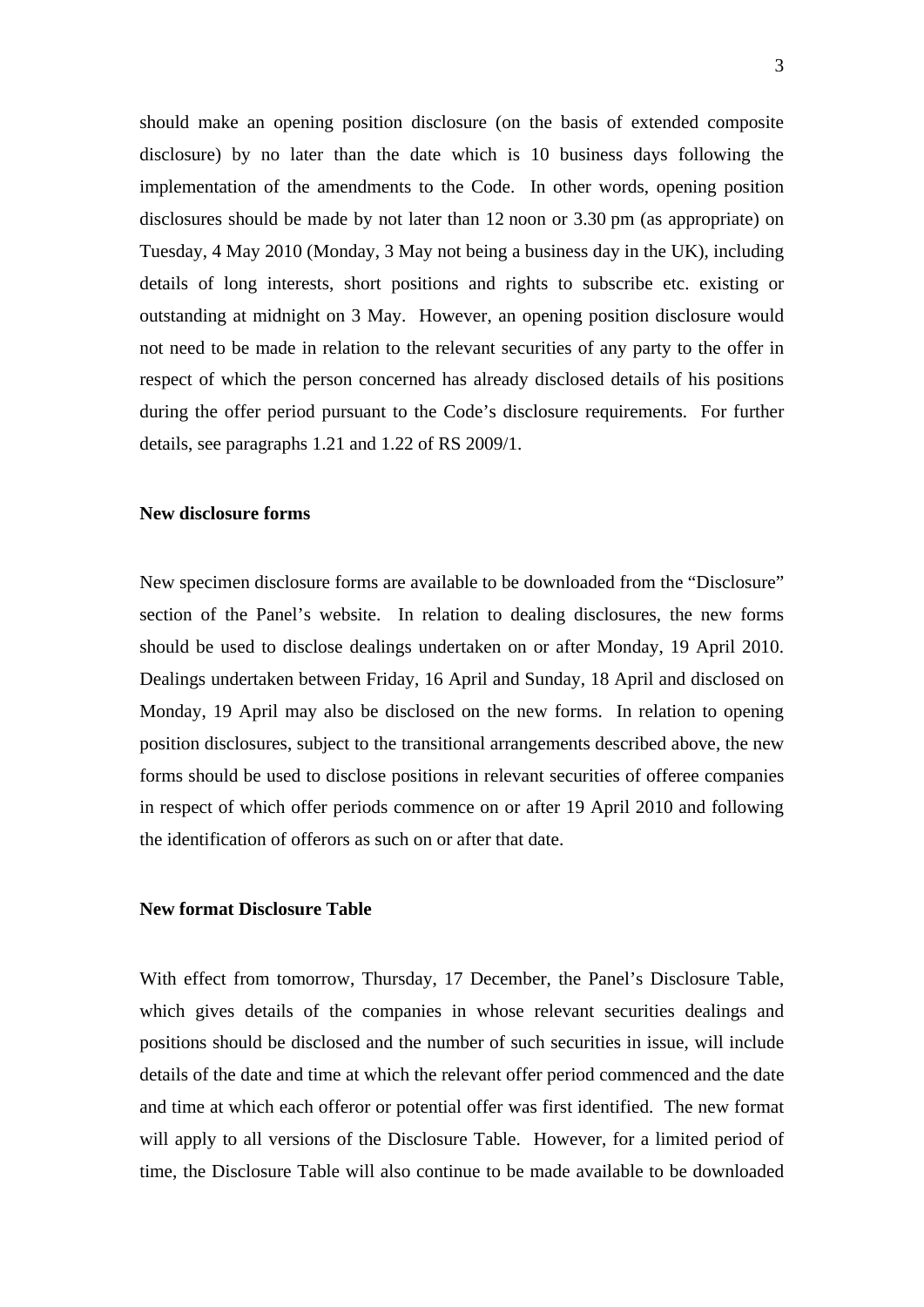should make an opening position disclosure (on the basis of extended composite disclosure) by no later than the date which is 10 business days following the implementation of the amendments to the Code. In other words, opening position disclosures should be made by not later than 12 noon or 3.30 pm (as appropriate) on Tuesday, 4 May 2010 (Monday, 3 May not being a business day in the UK), including details of long interests, short positions and rights to subscribe etc. existing or outstanding at midnight on 3 May. However, an opening position disclosure would not need to be made in relation to the relevant securities of any party to the offer in respect of which the person concerned has already disclosed details of his positions during the offer period pursuant to the Code's disclosure requirements. For further details, see paragraphs 1.21 and 1.22 of RS 2009/1.

**New disclosure forms**

New specimen disclosure forms are available to be downloaded from the "Disclosure" section of the Panel's website. In relation to dealing disclosures, the new forms should be used to disclose dealings undertaken on or after Monday, 19 April 2010. Dealings undertaken between Friday, 16 April and Sunday, 18 April and disclosed on Monday, 19 April may also be disclosed on the new forms. In relation to opening position disclosures, subject to the transitional arrangements described above, the new forms should be used to disclose positions in relevant securities of offeree companies in respect of which offer periods commence on or after 19 April 2010 and following the identification of offerors as such on or after that date.

**New format Disclosure Table**

With effect from tomorrow, Thursday, 17 December, the Panel's Disclosure Table, which gives details of the companies in whose relevant securities dealings and positions should be disclosed and the number of such securities in issue, will include details of the date and time at which the relevant offer period commenced and the date and time at which each offeror or potential offer was first identified. The new format will apply to all versions of the Disclosure Table. However, for a limited period of time, the Disclosure Table will also continue to be made available to be downloaded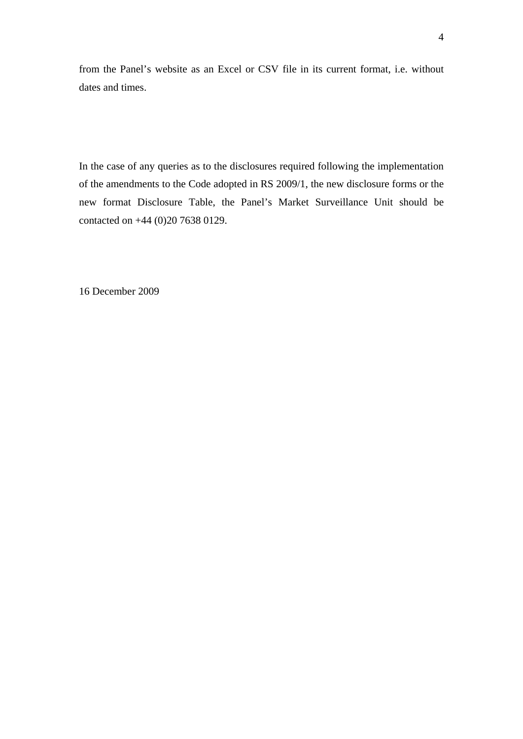from the Panel's website as an Excel or CSV file in its current format, i.e. without dates and times.

In the case of any queries as to the disclosures required following the implementation of the amendments to the Code adopted in RS 2009/1, the new disclosure forms or the new format Disclosure Table, the Panel's Market Surveillance Unit should be contacted on +44 (0)20 7638 0129.

16 December 2009